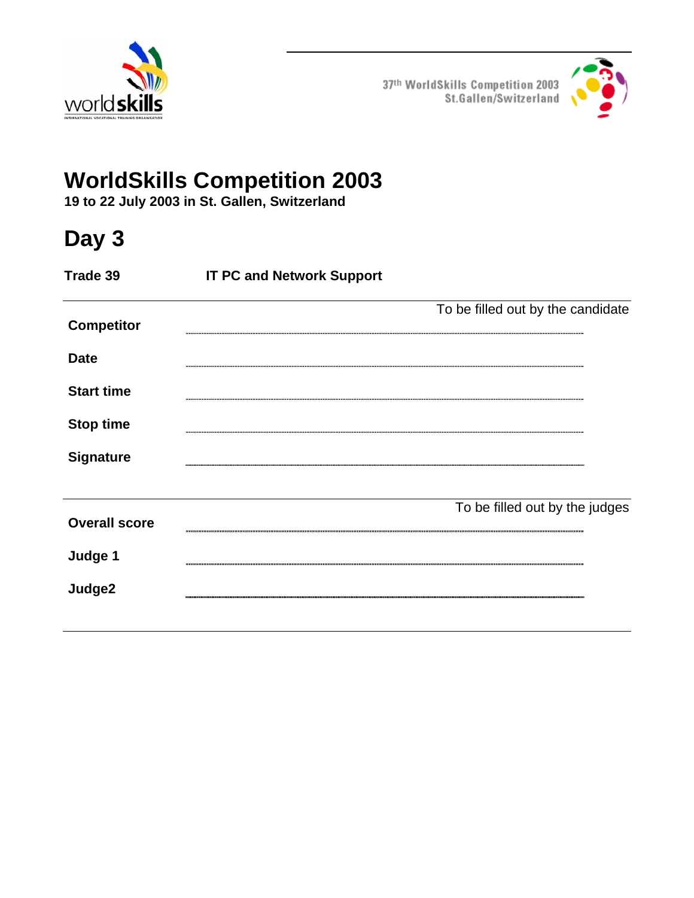37th WorldSkills Competition 2003
St.Gallen/Switzerland

# WorldSkills Competition 2003

**19 to 22 July 2003 in St. Gallen, Switzerland**

# Day 3

**Trade 39** **IT PC and Network Support**

To be filled out by the candidate

| | |
|---|---|
| **Competitor** | |
| **Date** | |
| **Start time** | |
| **Stop time** | |
| **Signature** | |

To be filled out by the judges

| | |
|---|---|
| **Overall score** | |
| **Judge 1** | |
| **Judge2** | |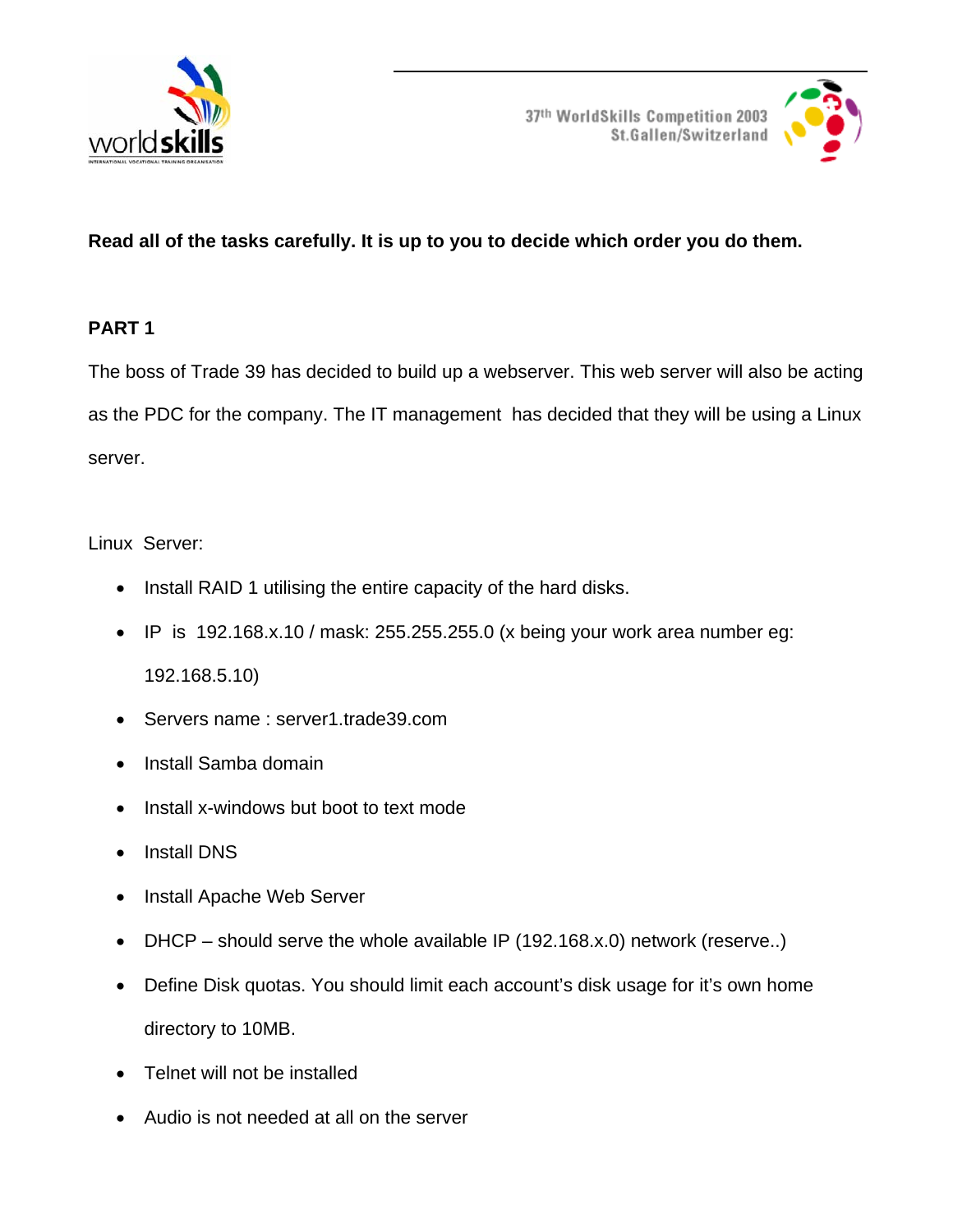**Read all of the tasks carefully. It is up to you to decide which order you do them.**

**PART 1**

The boss of Trade 39 has decided to build up a webserver. This web server will also be acting as the PDC for the company. The IT management has decided that they will be using a Linux server.

Linux Server:

- Install RAID 1 utilising the entire capacity of the hard disks.
- IP is 192.168.x.10 / mask: 255.255.255.0 (x being your work area number eg: 192.168.5.10)
- Servers name : server1.trade39.com
- Install Samba domain
- Install x-windows but boot to text mode
- Install DNS
- Install Apache Web Server
- DHCP – should serve the whole available IP (192.168.x.0) network (reserve..)
- Define Disk quotas. You should limit each account's disk usage for it's own home directory to 10MB.
- Telnet will not be installed
- Audio is not needed at all on the server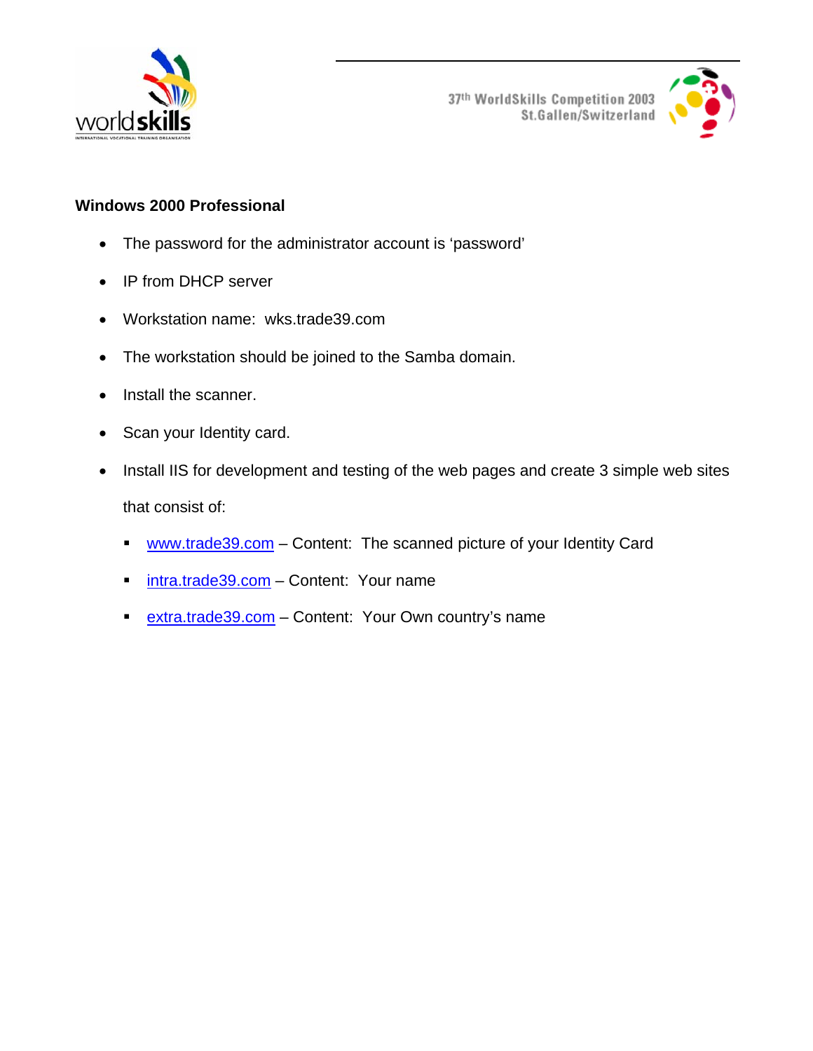**Windows 2000 Professional**

- The password for the administrator account is 'password'
- IP from DHCP server
- Workstation name: wks.trade39.com
- The workstation should be joined to the Samba domain.
- Install the scanner.
- Scan your Identity card.
- Install IIS for development and testing of the web pages and create 3 simple web sites that consist of:
  - www.trade39.com – Content: The scanned picture of your Identity Card
  - intra.trade39.com – Content: Your name
  - extra.trade39.com – Content: Your Own country's name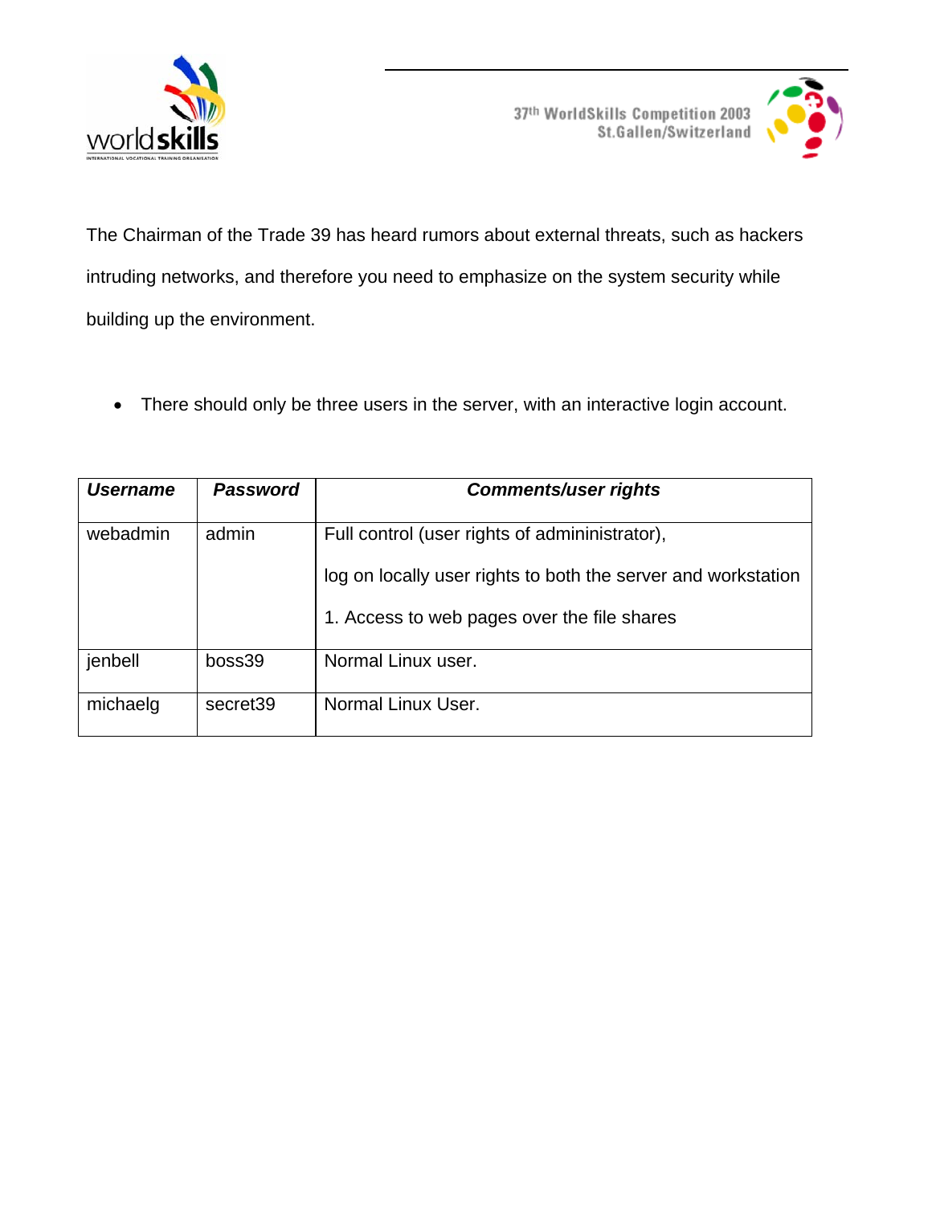The Chairman of the Trade 39 has heard rumors about external threats, such as hackers intruding networks, and therefore you need to emphasize on the system security while building up the environment.

- There should only be three users in the server, with an interactive login account.

| ***Username*** | ***Password*** | ***Comments/user rights*** |
|---|---|---|
| webadmin | admin | Full control (user rights of admininistrator),<br><br>log on locally user rights to both the server and workstation<br><br>1. Access to web pages over the file shares |
| jenbell | boss39 | Normal Linux user. |
| michaelg | secret39 | Normal Linux User. |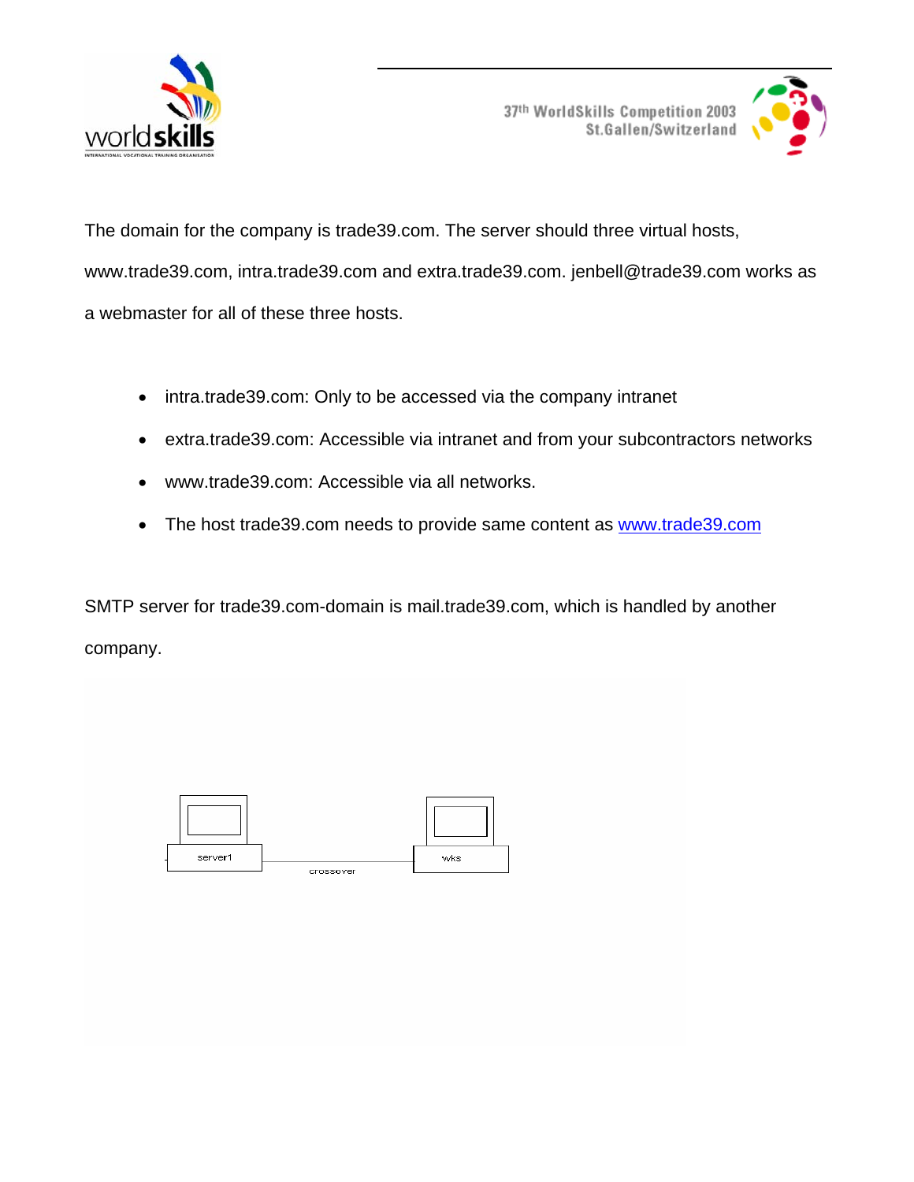The domain for the company is trade39.com. The server should three virtual hosts, www.trade39.com, intra.trade39.com and extra.trade39.com. jenbell@trade39.com works as a webmaster for all of these three hosts.

- intra.trade39.com: Only to be accessed via the company intranet
- extra.trade39.com: Accessible via intranet and from your subcontractors networks
- www.trade39.com: Accessible via all networks.
- The host trade39.com needs to provide same content as www.trade39.com

SMTP server for trade39.com-domain is mail.trade39.com, which is handled by another company.

server1 — crossover — wks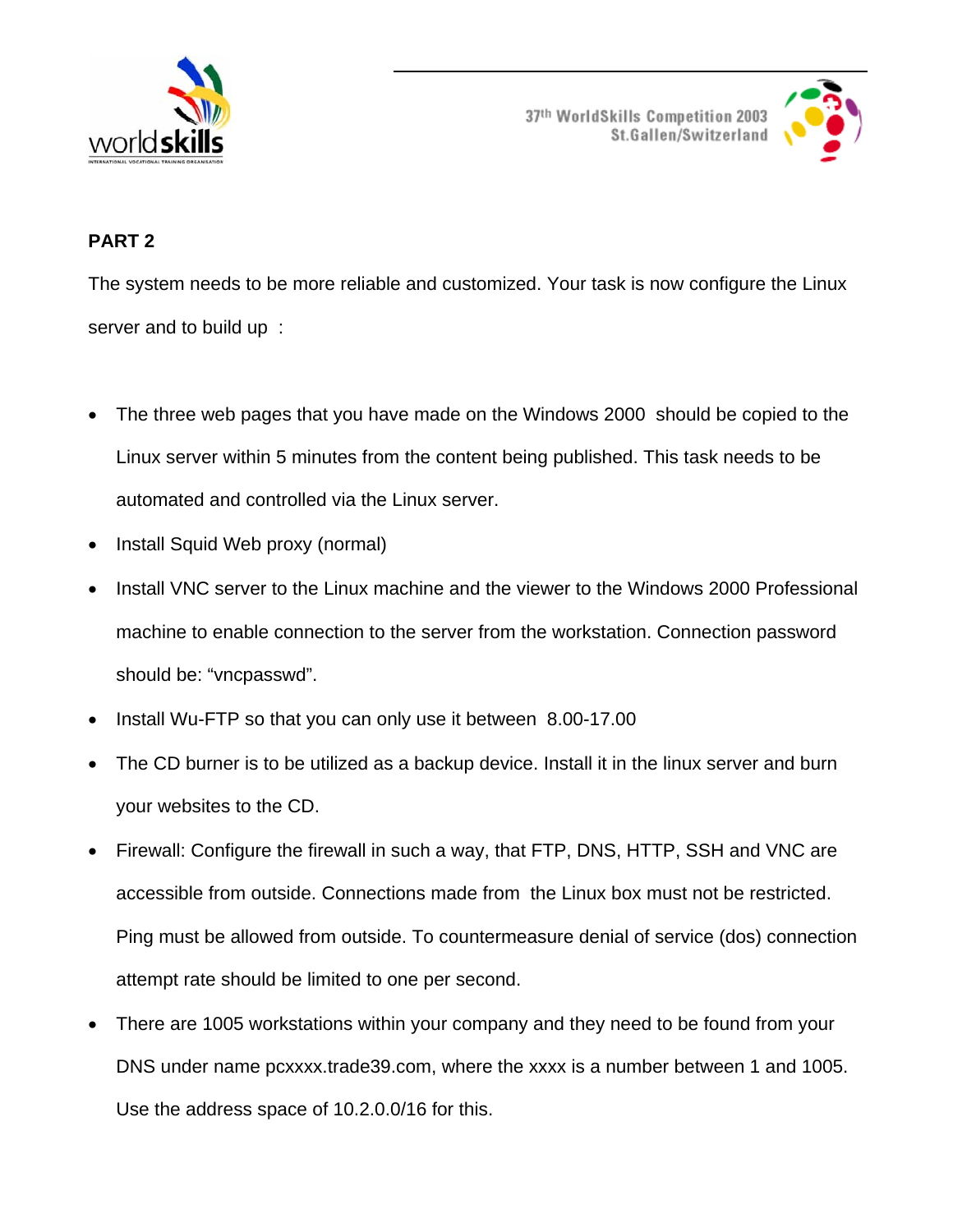## PART 2

The system needs to be more reliable and customized. Your task is now configure the Linux server and to build up :

- The three web pages that you have made on the Windows 2000 should be copied to the Linux server within 5 minutes from the content being published. This task needs to be automated and controlled via the Linux server.
- Install Squid Web proxy (normal)
- Install VNC server to the Linux machine and the viewer to the Windows 2000 Professional machine to enable connection to the server from the workstation. Connection password should be: "vncpasswd".
- Install Wu-FTP so that you can only use it between 8.00-17.00
- The CD burner is to be utilized as a backup device. Install it in the linux server and burn your websites to the CD.
- Firewall: Configure the firewall in such a way, that FTP, DNS, HTTP, SSH and VNC are accessible from outside. Connections made from the Linux box must not be restricted. Ping must be allowed from outside. To countermeasure denial of service (dos) connection attempt rate should be limited to one per second.
- There are 1005 workstations within your company and they need to be found from your DNS under name pcxxxx.trade39.com, where the xxxx is a number between 1 and 1005. Use the address space of 10.2.0.0/16 for this.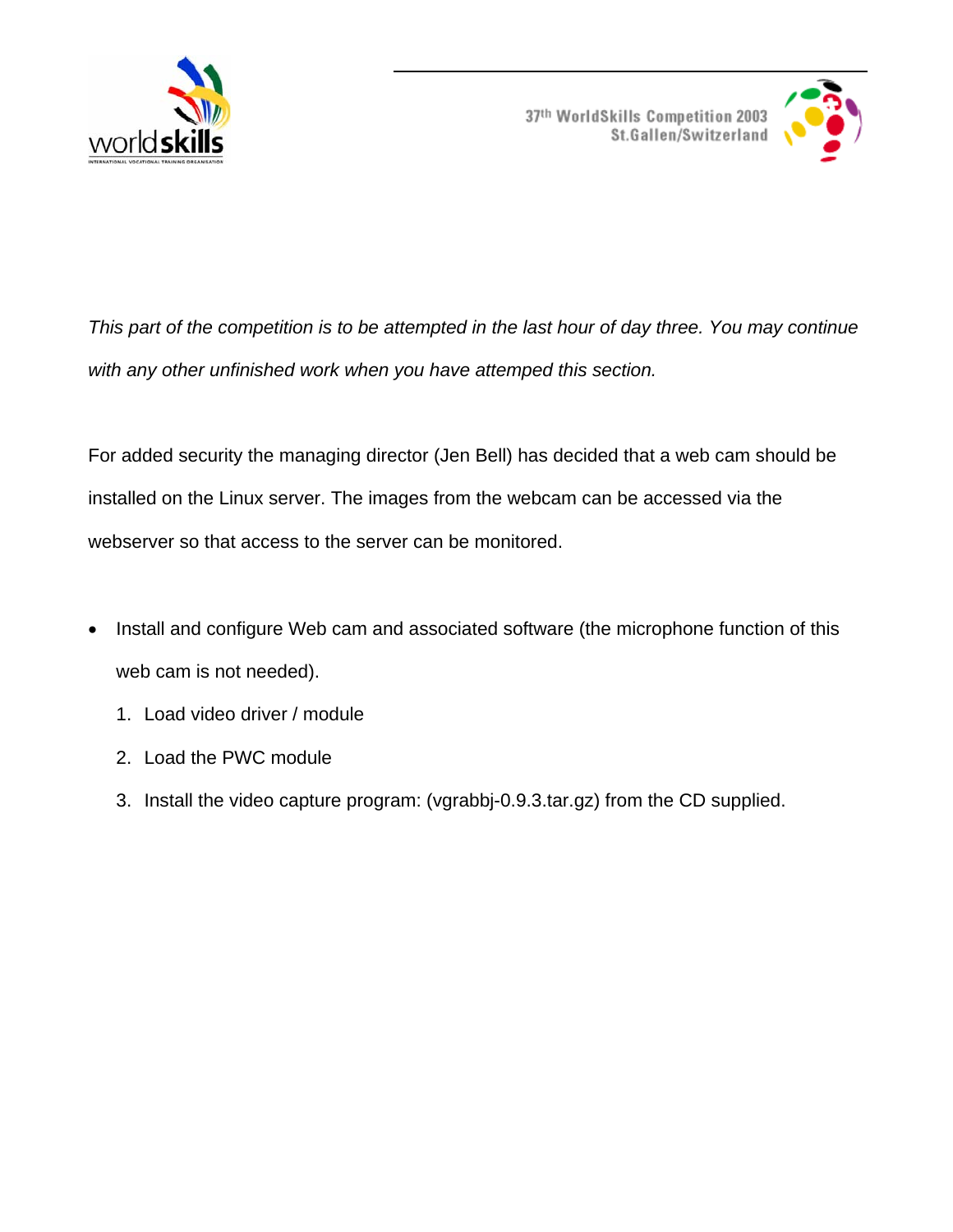*This part of the competition is to be attempted in the last hour of day three. You may continue with any other unfinished work when you have attemped this section.*

For added security the managing director (Jen Bell) has decided that a web cam should be installed on the Linux server. The images from the webcam can be accessed via the webserver so that access to the server can be monitored.

- Install and configure Web cam and associated software (the microphone function of this web cam is not needed).
  1. Load video driver / module
  2. Load the PWC module
  3. Install the video capture program: (vgrabbj-0.9.3.tar.gz) from the CD supplied.